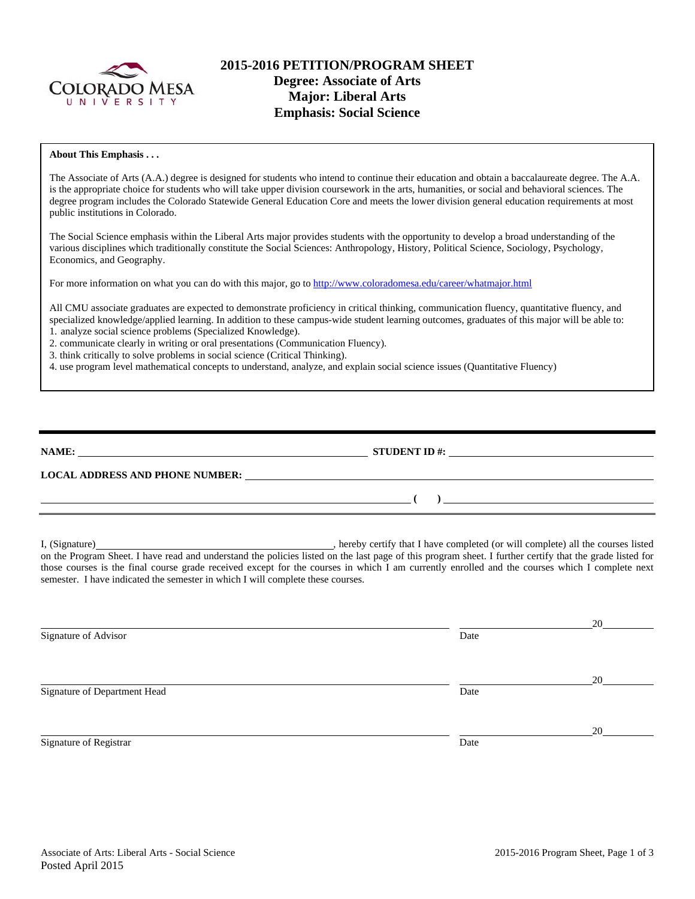# 2015-2016 PETITION/PROGRAM SHEET
## Degree: Associate of Arts
## Major: Liberal Arts
## Emphasis: Social Science

**About This Emphasis . . .**

The Associate of Arts (A.A.) degree is designed for students who intend to continue their education and obtain a baccalaureate degree. The A.A. is the appropriate choice for students who will take upper division coursework in the arts, humanities, or social and behavioral sciences. The degree program includes the Colorado Statewide General Education Core and meets the lower division general education requirements at most public institutions in Colorado.

The Social Science emphasis within the Liberal Arts major provides students with the opportunity to develop a broad understanding of the various disciplines which traditionally constitute the Social Sciences: Anthropology, History, Political Science, Sociology, Psychology, Economics, and Geography.

For more information on what you can do with this major, go to http://www.coloradomesa.edu/career/whatmajor.html

All CMU associate graduates are expected to demonstrate proficiency in critical thinking, communication fluency, quantitative fluency, and specialized knowledge/applied learning. In addition to these campus-wide student learning outcomes, graduates of this major will be able to:

1. analyze social science problems (Specialized Knowledge).
2. communicate clearly in writing or oral presentations (Communication Fluency).
3. think critically to solve problems in social science (Critical Thinking).
4. use program level mathematical concepts to understand, analyze, and explain social science issues (Quantitative Fluency)

---

**NAME:** ______________________________ **STUDENT ID #:** ______________________________

**LOCAL ADDRESS AND PHONE NUMBER:** ______________________________

______________________________ **( )** ______________________________

I, (Signature) ______________________________, hereby certify that I have completed (or will complete) all the courses listed on the Program Sheet. I have read and understand the policies listed on the last page of this program sheet. I further certify that the grade listed for those courses is the final course grade received except for the courses in which I am currently enrolled and the courses which I complete next semester. I have indicated the semester in which I will complete these courses.

______________________________ ______________ 20______
Signature of Advisor Date

______________________________ ______________ 20______
Signature of Department Head Date

______________________________ ______________ 20______
Signature of Registrar Date

Associate of Arts: Liberal Arts - Social Science
Posted April 2015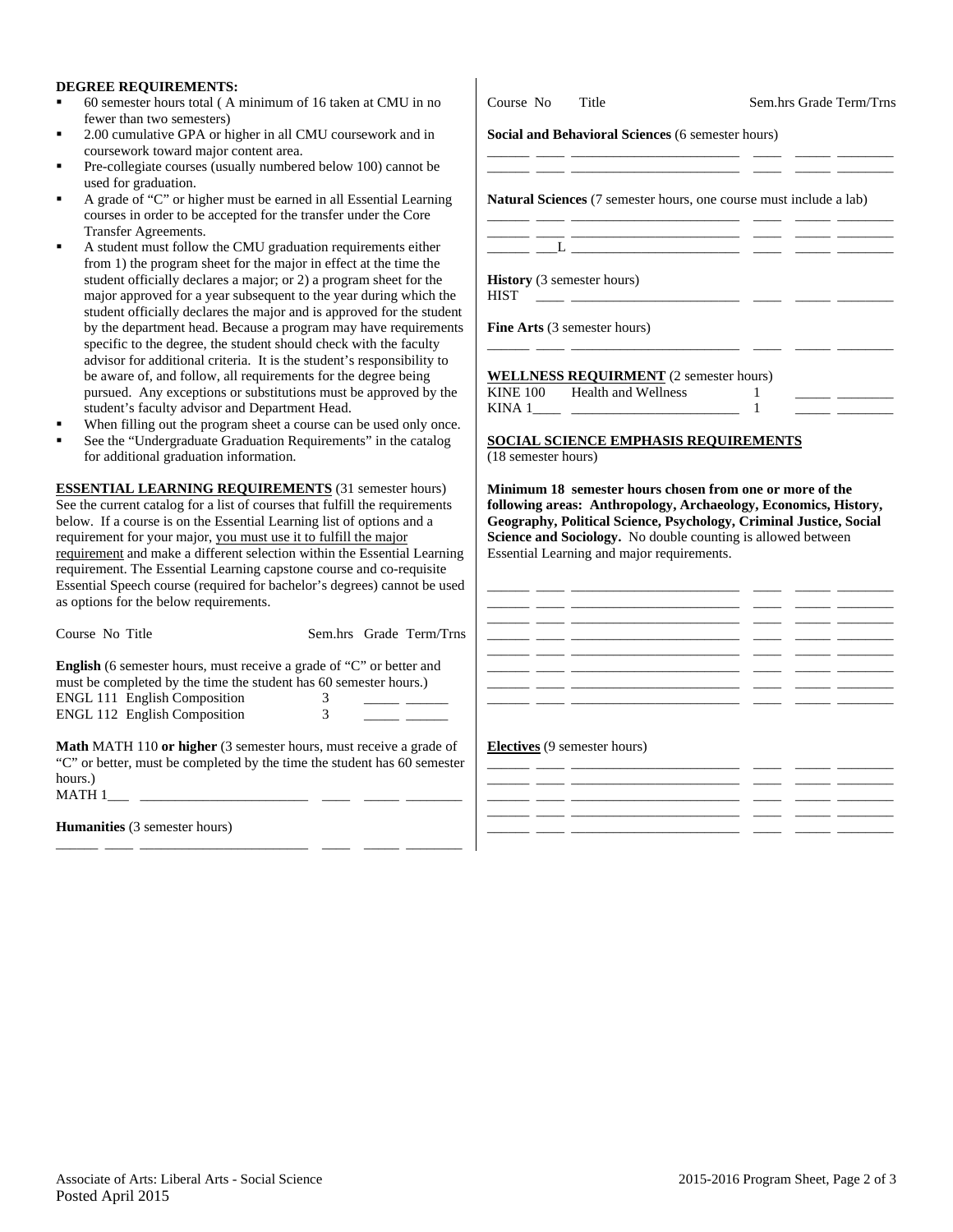**DEGREE REQUIREMENTS:**

- 60 semester hours total ( A minimum of 16 taken at CMU in no fewer than two semesters)
- 2.00 cumulative GPA or higher in all CMU coursework and in coursework toward major content area.
- Pre-collegiate courses (usually numbered below 100) cannot be used for graduation.
- A grade of "C" or higher must be earned in all Essential Learning courses in order to be accepted for the transfer under the Core Transfer Agreements.
- A student must follow the CMU graduation requirements either from 1) the program sheet for the major in effect at the time the student officially declares a major; or 2) a program sheet for the major approved for a year subsequent to the year during which the student officially declares the major and is approved for the student by the department head. Because a program may have requirements specific to the degree, the student should check with the faculty advisor for additional criteria. It is the student's responsibility to be aware of, and follow, all requirements for the degree being pursued. Any exceptions or substitutions must be approved by the student's faculty advisor and Department Head.
- When filling out the program sheet a course can be used only once.
- See the "Undergraduate Graduation Requirements" in the catalog for additional graduation information.

**ESSENTIAL LEARNING REQUIREMENTS** (31 semester hours)
See the current catalog for a list of courses that fulfill the requirements below. If a course is on the Essential Learning list of options and a requirement for your major, you must use it to fulfill the major requirement and make a different selection within the Essential Learning requirement. The Essential Learning capstone course and co-requisite Essential Speech course (required for bachelor's degrees) cannot be used as options for the below requirements.

| Course No | Title | Sem.hrs | Grade | Term/Trns |
|---|---|---|---|---|
| **English** (6 semester hours, must receive a grade of "C" or better and must be completed by the time the student has 60 semester hours.) | | | | |
| ENGL 111 | English Composition | 3 | _____ | ______ |
| ENGL 112 | English Composition | 3 | _____ | ______ |
| **Math** MATH 110 **or higher** (3 semester hours, must receive a grade of "C" or better, must be completed by the time the student has 60 semester hours.) | | | | |
| MATH 1___ | _______________________ | ____ | _____ | ________ |
| **Humanities** (3 semester hours) | | | | |
| ______ ____ | _______________________ | ____ | _____ | ________ |
| **Social and Behavioral Sciences** (6 semester hours) | | | | |
| ______ ____ | _______________________ | ____ | _____ | ________ |
| ______ ____ | _______________________ | ____ | _____ | ________ |
| **Natural Sciences** (7 semester hours, one course must include a lab) | | | | |
| ______ ____ | _______________________ | ____ | _____ | ________ |
| ______ ____ | _______________________ | ____ | _____ | ________ |
| ______ ___L | _______________________ | ____ | _____ | ________ |
| **History** (3 semester hours) | | | | |
| HIST ____ | _______________________ | ____ | _____ | ________ |
| **Fine Arts** (3 semester hours) | | | | |
| ______ ____ | _______________________ | ____ | _____ | ________ |

**WELLNESS REQUIRMENT** (2 semester hours)

| Course No | Title | Sem.hrs | Grade | Term/Trns |
|---|---|---|---|---|
| KINE 100 | Health and Wellness | 1 | _____ | ________ |
| KINA 1____ | _______________________ | 1 | _____ | ________ |

**SOCIAL SCIENCE EMPHASIS REQUIREMENTS**
(18 semester hours)

**Minimum 18 semester hours chosen from one or more of the following areas: Anthropology, Archaeology, Economics, History, Geography, Political Science, Psychology, Criminal Justice, Social Science and Sociology.** No double counting is allowed between Essential Learning and major requirements.

| Course No | Title | Sem.hrs | Grade | Term/Trns |
|---|---|---|---|---|
| ______ ____ | _______________________ | ____ | _____ | ________ |
| ______ ____ | _______________________ | ____ | _____ | ________ |
| ______ ____ | _______________________ | ____ | _____ | ________ |
| ______ ____ | _______________________ | ____ | _____ | ________ |
| ______ ____ | _______________________ | ____ | _____ | ________ |
| ______ ____ | _______________________ | ____ | _____ | ________ |
| ______ ____ | _______________________ | ____ | _____ | ________ |
| ______ ____ | _______________________ | ____ | _____ | ________ |

**Electives** (9 semester hours)

| Course No | Title | Sem.hrs | Grade | Term/Trns |
|---|---|---|---|---|
| ______ ____ | _______________________ | ____ | _____ | ________ |
| ______ ____ | _______________________ | ____ | _____ | ________ |
| ______ ____ | _______________________ | ____ | _____ | ________ |
| ______ ____ | _______________________ | ____ | _____ | ________ |
| ______ ____ | _______________________ | ____ | _____ | ________ |

Associate of Arts: Liberal Arts - Social Science
Posted April 2015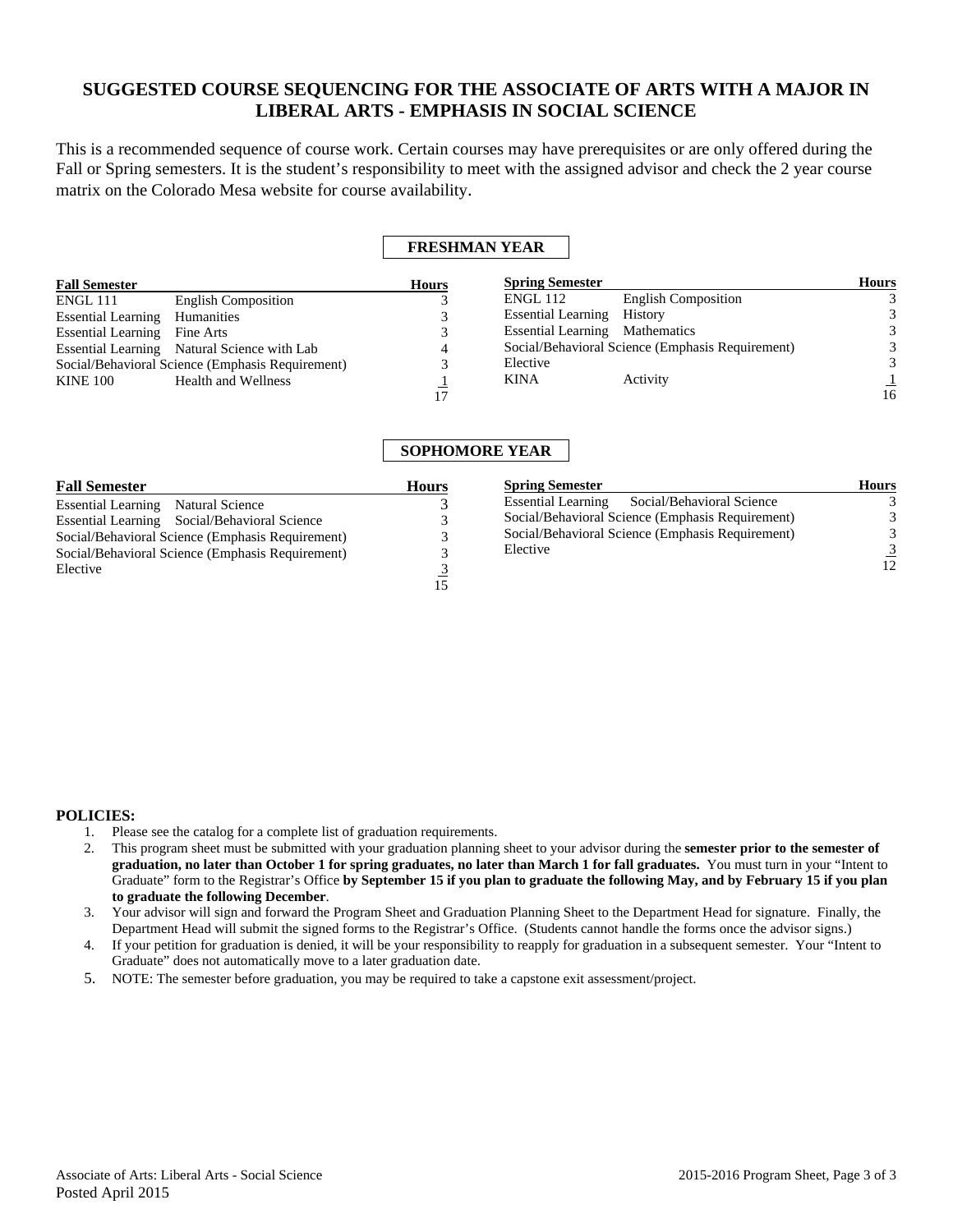# SUGGESTED COURSE SEQUENCING FOR THE ASSOCIATE OF ARTS WITH A MAJOR IN LIBERAL ARTS - EMPHASIS IN SOCIAL SCIENCE

This is a recommended sequence of course work. Certain courses may have prerequisites or are only offered during the Fall or Spring semesters. It is the student's responsibility to meet with the assigned advisor and check the 2 year course matrix on the Colorado Mesa website for course availability.

## FRESHMAN YEAR

| Fall Semester | | Hours |
|---|---|---|
| ENGL 111 | English Composition | 3 |
| Essential Learning | Humanities | 3 |
| Essential Learning | Fine Arts | 3 |
| Essential Learning | Natural Science with Lab | 4 |
| Social/Behavioral Science (Emphasis Requirement) | | 3 |
| KINE 100 | Health and Wellness | 1 |
| | | 17 |

| Spring Semester | | Hours |
|---|---|---|
| ENGL 112 | English Composition | 3 |
| Essential Learning | History | 3 |
| Essential Learning | Mathematics | 3 |
| Social/Behavioral Science (Emphasis Requirement) | | 3 |
| Elective | | 3 |
| KINA | Activity | 1 |
| | | 16 |

## SOPHOMORE YEAR

| Fall Semester | | Hours |
|---|---|---|
| Essential Learning | Natural Science | 3 |
| Essential Learning | Social/Behavioral Science | 3 |
| Social/Behavioral Science (Emphasis Requirement) | | 3 |
| Social/Behavioral Science (Emphasis Requirement) | | 3 |
| Elective | | 3 |
| | | 15 |

| Spring Semester | | Hours |
|---|---|---|
| Essential Learning | Social/Behavioral Science | 3 |
| Social/Behavioral Science (Emphasis Requirement) | | 3 |
| Social/Behavioral Science (Emphasis Requirement) | | 3 |
| Elective | | 3 |
| | | 12 |

**POLICIES:**

1. Please see the catalog for a complete list of graduation requirements.
2. This program sheet must be submitted with your graduation planning sheet to your advisor during the **semester prior to the semester of graduation, no later than October 1 for spring graduates, no later than March 1 for fall graduates.** You must turn in your "Intent to Graduate" form to the Registrar's Office **by September 15 if you plan to graduate the following May, and by February 15 if you plan to graduate the following December**.
3. Your advisor will sign and forward the Program Sheet and Graduation Planning Sheet to the Department Head for signature. Finally, the Department Head will submit the signed forms to the Registrar's Office. (Students cannot handle the forms once the advisor signs.)
4. If your petition for graduation is denied, it will be your responsibility to reapply for graduation in a subsequent semester. Your "Intent to Graduate" does not automatically move to a later graduation date.
5. NOTE: The semester before graduation, you may be required to take a capstone exit assessment/project.

Associate of Arts: Liberal Arts - Social Science
Posted April 2015